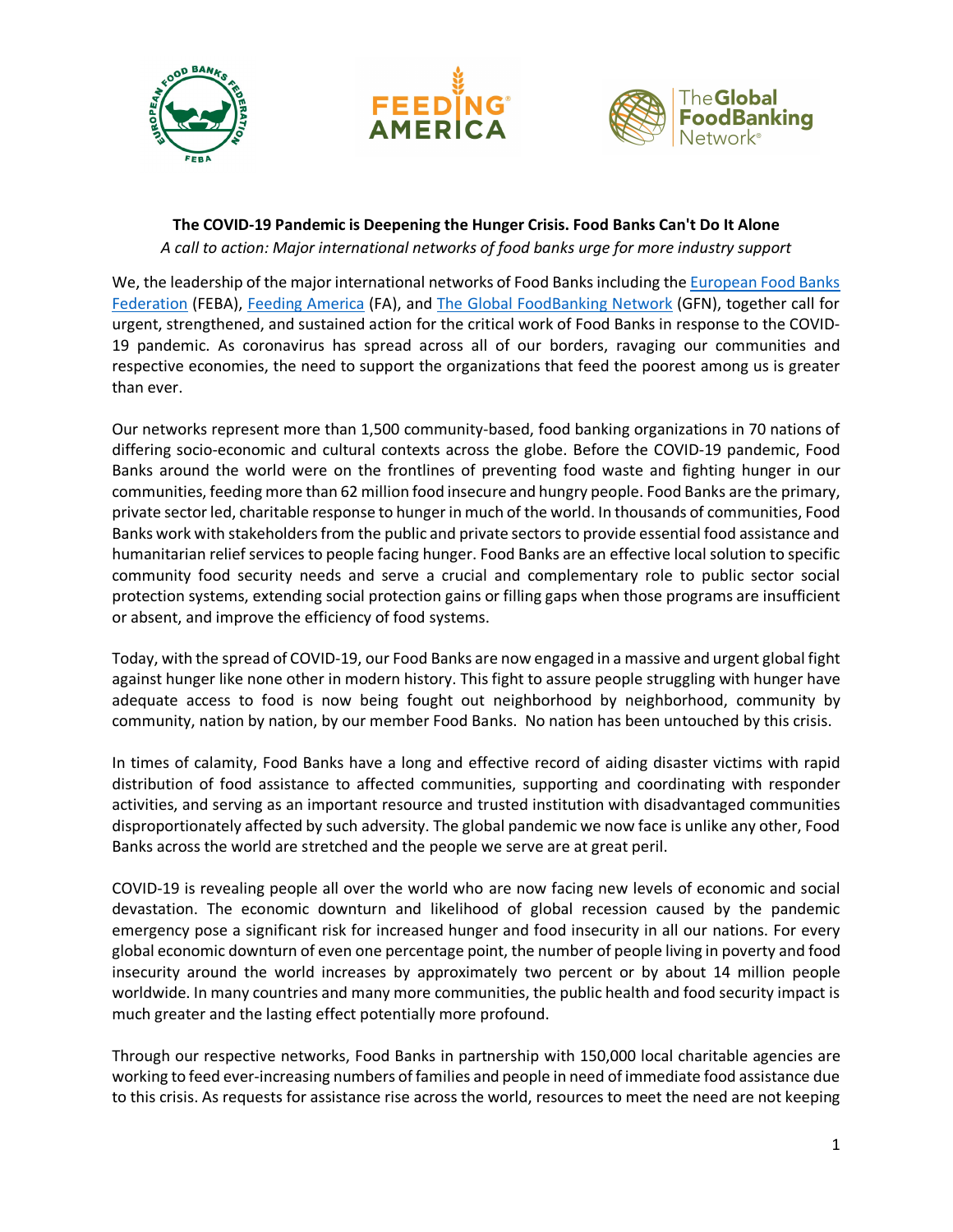**The COVID-19 Pandemic is Deepening the Hunger Crisis. Food Banks Can't Do It Alone**

*A call to action: Major international networks of food banks urge for more industry support*

We, the leadership of the major international networks of Food Banks including the European Food Banks Federation (FEBA), Feeding America (FA), and The Global FoodBanking Network (GFN), together call for urgent, strengthened, and sustained action for the critical work of Food Banks in response to the COVID-19 pandemic. As coronavirus has spread across all of our borders, ravaging our communities and respective economies, the need to support the organizations that feed the poorest among us is greater than ever.

Our networks represent more than 1,500 community-based, food banking organizations in 70 nations of differing socio-economic and cultural contexts across the globe. Before the COVID-19 pandemic, Food Banks around the world were on the frontlines of preventing food waste and fighting hunger in our communities, feeding more than 62 million food insecure and hungry people. Food Banks are the primary, private sector led, charitable response to hunger in much of the world. In thousands of communities, Food Banks work with stakeholders from the public and private sectors to provide essential food assistance and humanitarian relief services to people facing hunger. Food Banks are an effective local solution to specific community food security needs and serve a crucial and complementary role to public sector social protection systems, extending social protection gains or filling gaps when those programs are insufficient or absent, and improve the efficiency of food systems.

Today, with the spread of COVID-19, our Food Banks are now engaged in a massive and urgent global fight against hunger like none other in modern history. This fight to assure people struggling with hunger have adequate access to food is now being fought out neighborhood by neighborhood, community by community, nation by nation, by our member Food Banks. No nation has been untouched by this crisis.

In times of calamity, Food Banks have a long and effective record of aiding disaster victims with rapid distribution of food assistance to affected communities, supporting and coordinating with responder activities, and serving as an important resource and trusted institution with disadvantaged communities disproportionately affected by such adversity. The global pandemic we now face is unlike any other, Food Banks across the world are stretched and the people we serve are at great peril.

COVID-19 is revealing people all over the world who are now facing new levels of economic and social devastation. The economic downturn and likelihood of global recession caused by the pandemic emergency pose a significant risk for increased hunger and food insecurity in all our nations. For every global economic downturn of even one percentage point, the number of people living in poverty and food insecurity around the world increases by approximately two percent or by about 14 million people worldwide. In many countries and many more communities, the public health and food security impact is much greater and the lasting effect potentially more profound.

Through our respective networks, Food Banks in partnership with 150,000 local charitable agencies are working to feed ever-increasing numbers of families and people in need of immediate food assistance due to this crisis. As requests for assistance rise across the world, resources to meet the need are not keeping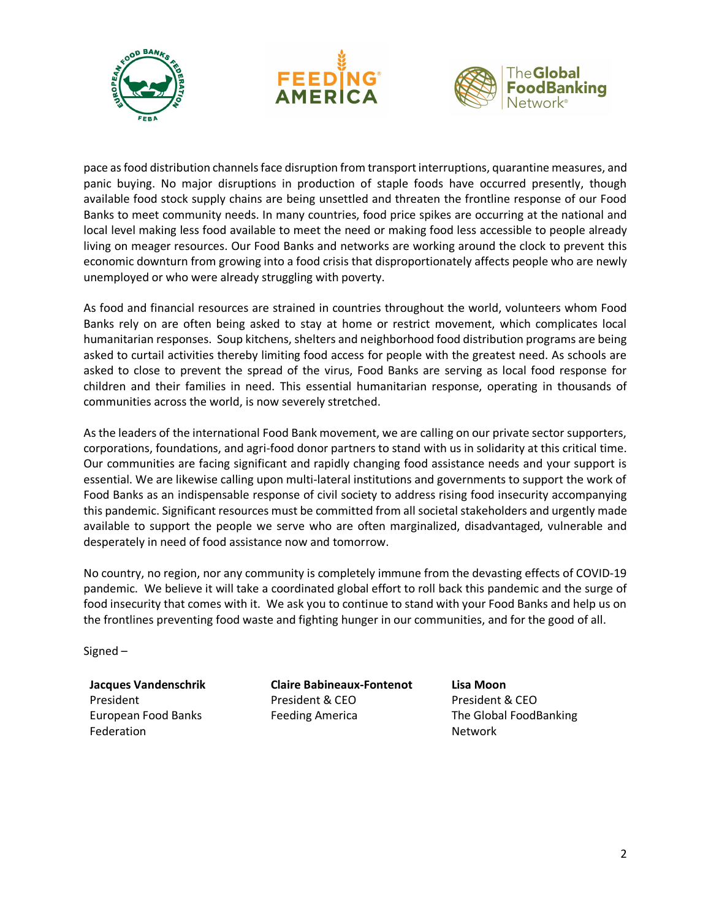pace as food distribution channels face disruption from transport interruptions, quarantine measures, and panic buying. No major disruptions in production of staple foods have occurred presently, though available food stock supply chains are being unsettled and threaten the frontline response of our Food Banks to meet community needs. In many countries, food price spikes are occurring at the national and local level making less food available to meet the need or making food less accessible to people already living on meager resources. Our Food Banks and networks are working around the clock to prevent this economic downturn from growing into a food crisis that disproportionately affects people who are newly unemployed or who were already struggling with poverty.

As food and financial resources are strained in countries throughout the world, volunteers whom Food Banks rely on are often being asked to stay at home or restrict movement, which complicates local humanitarian responses. Soup kitchens, shelters and neighborhood food distribution programs are being asked to curtail activities thereby limiting food access for people with the greatest need. As schools are asked to close to prevent the spread of the virus, Food Banks are serving as local food response for children and their families in need. This essential humanitarian response, operating in thousands of communities across the world, is now severely stretched.

As the leaders of the international Food Bank movement, we are calling on our private sector supporters, corporations, foundations, and agri-food donor partners to stand with us in solidarity at this critical time. Our communities are facing significant and rapidly changing food assistance needs and your support is essential. We are likewise calling upon multi-lateral institutions and governments to support the work of Food Banks as an indispensable response of civil society to address rising food insecurity accompanying this pandemic. Significant resources must be committed from all societal stakeholders and urgently made available to support the people we serve who are often marginalized, disadvantaged, vulnerable and desperately in need of food assistance now and tomorrow.

No country, no region, nor any community is completely immune from the devasting effects of COVID-19 pandemic. We believe it will take a coordinated global effort to roll back this pandemic and the surge of food insecurity that comes with it. We ask you to continue to stand with your Food Banks and help us on the frontlines preventing food waste and fighting hunger in our communities, and for the good of all.

Signed –

**Jacques Vandenschrik**
President
European Food Banks Federation

**Claire Babineaux-Fontenot**
President & CEO
Feeding America

**Lisa Moon**
President & CEO
The Global FoodBanking Network